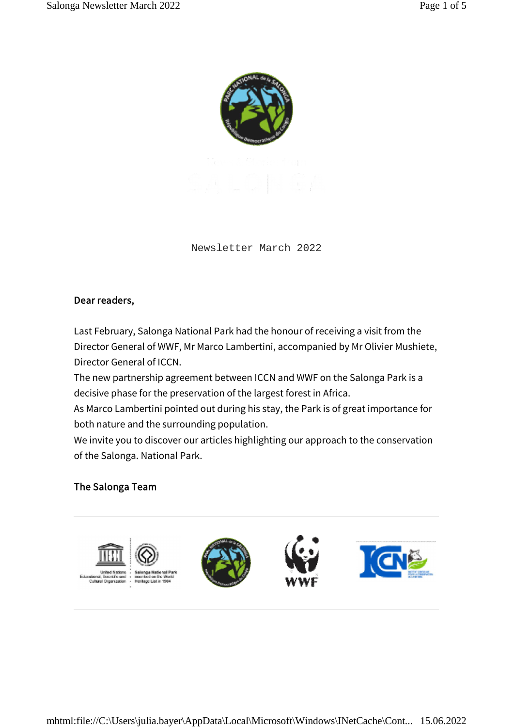Newsletter March 2022

**Dear readers,**

Last February, Salonga National Park had the honour of receiving a visit from the Director General of WWF, Mr Marco Lambertini, accompanied by Mr Olivier Mushiete, Director General of ICCN.
The new partnership agreement between ICCN and WWF on the Salonga Park is a decisive phase for the preservation of the largest forest in Africa.
As Marco Lambertini pointed out during his stay, the Park is of great importance for both nature and the surrounding population.
We invite you to discover our articles highlighting our approach to the conservation of the Salonga. National Park.

**The Salonga Team**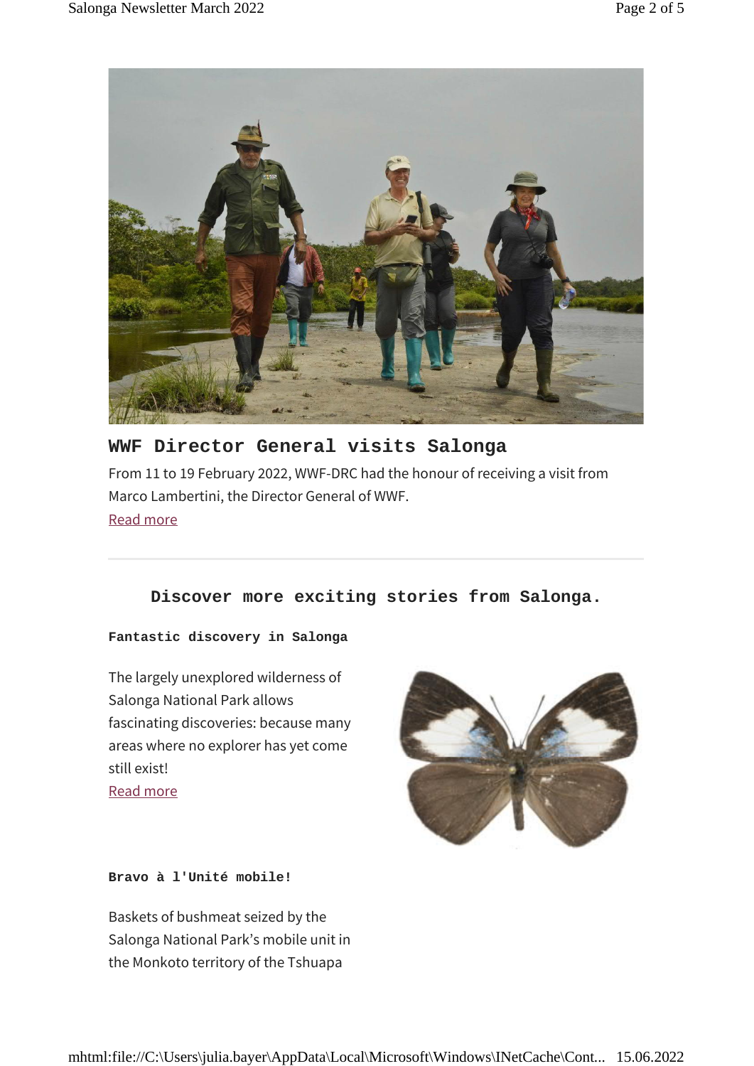## WWF Director General visits Salonga

From 11 to 19 February 2022, WWF-DRC had the honour of receiving a visit from Marco Lambertini, the Director General of WWF.

Read more

---

### Discover more exciting stories from Salonga.

**Fantastic discovery in Salonga**

The largely unexplored wilderness of Salonga National Park allows fascinating discoveries: because many areas where no explorer has yet come still exist!

Read more

**Bravo à l'Unité mobile!**

Baskets of bushmeat seized by the Salonga National Park's mobile unit in the Monkoto territory of the Tshuapa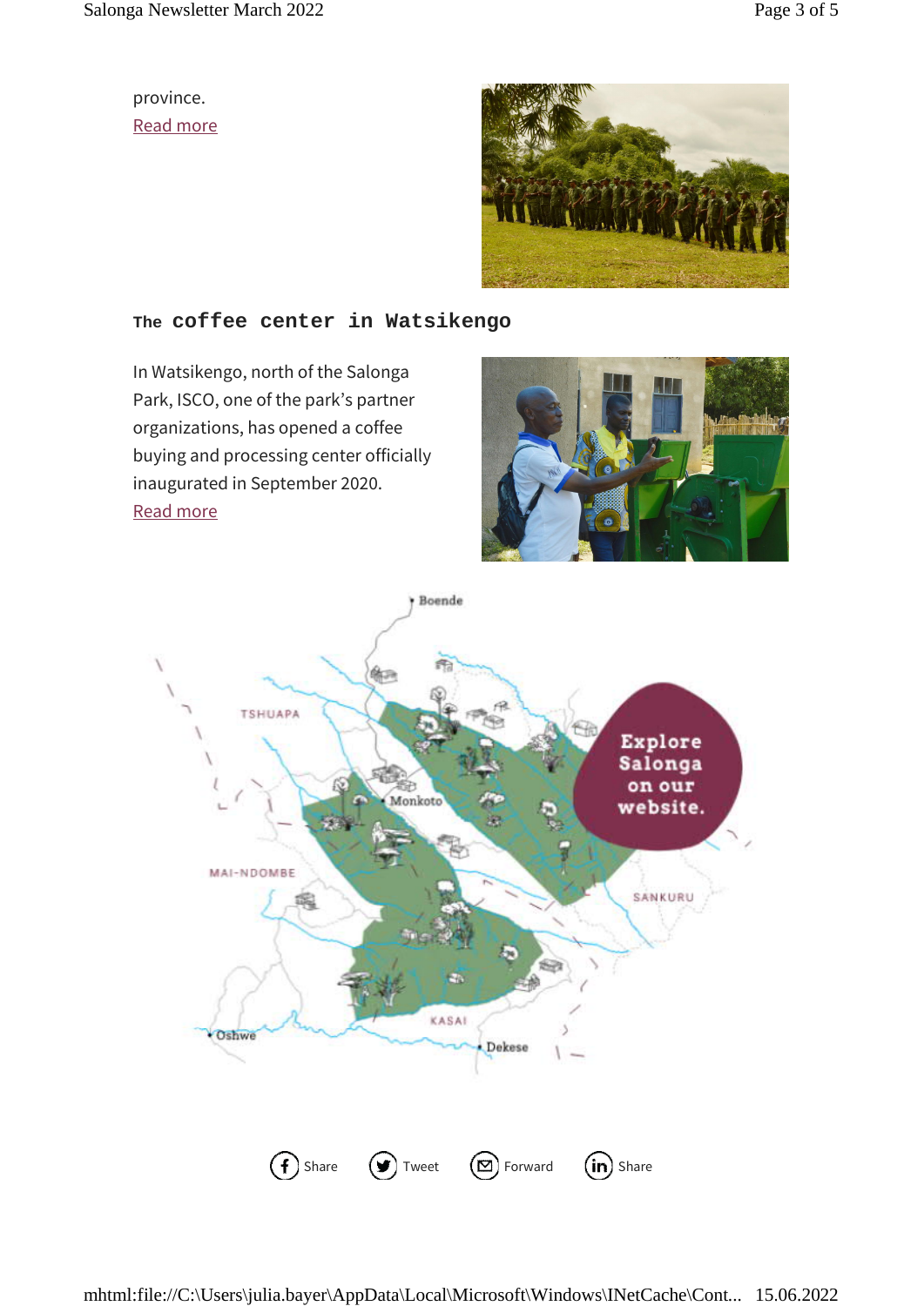province.
Read more

### The coffee center in Watsikengo

In Watsikengo, north of the Salonga Park, ISCO, one of the park's partner organizations, has opened a coffee buying and processing center officially inaugurated in September 2020.
Read more

Explore Salonga on our website.

Share Tweet Forward Share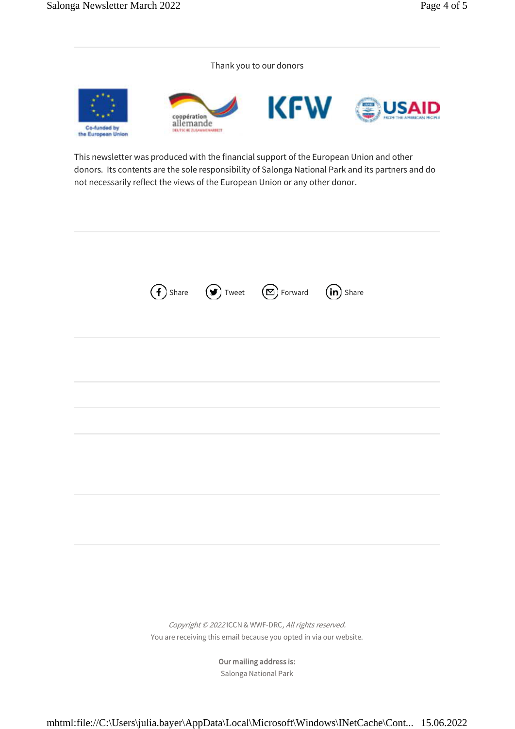Thank you to our donors

Co-funded by the European Union

coopération allemande

DEUTSCHE ZUSAMMENARBEIT

KFW

USAID

FROM THE AMERICAN PEOPLE

This newsletter was produced with the financial support of the European Union and other donors. Its contents are the sole responsibility of Salonga National Park and its partners and do not necessarily reflect the views of the European Union or any other donor.

Share Tweet Forward Share

*Copyright © 2022* ICCN & WWF-DRC, *All rights reserved.*

You are receiving this email because you opted in via our website.

**Our mailing address is:**

Salonga National Park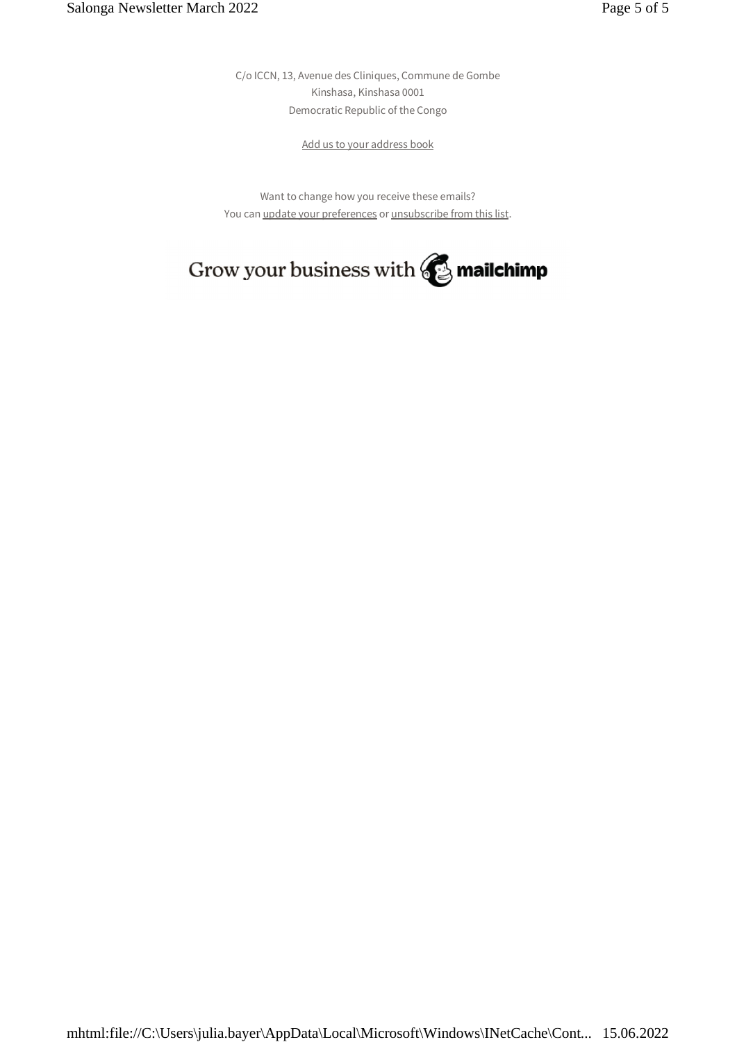C/o ICCN, 13, Avenue des Cliniques, Commune de Gombe
Kinshasa, Kinshasa 0001
Democratic Republic of the Congo

Add us to your address book

Want to change how you receive these emails?
You can update your preferences or unsubscribe from this list.

Grow your business with mailchimp